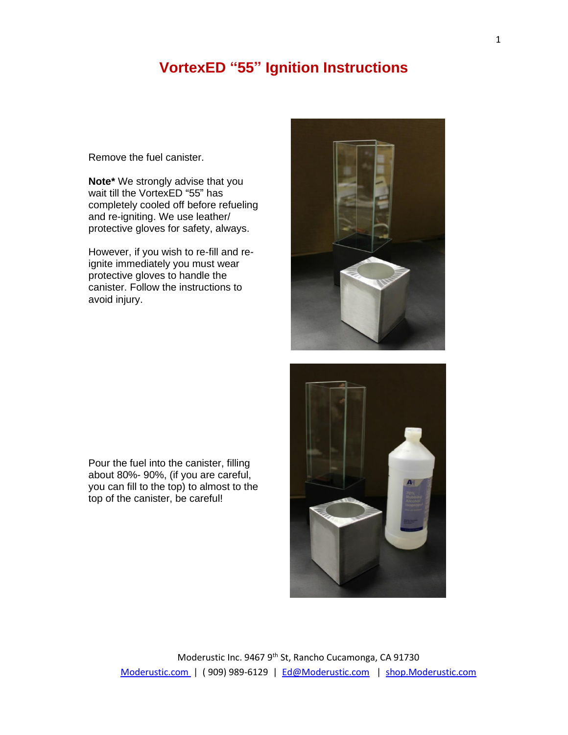# VortexED "55" Ignition Instructions

Remove the fuel canister.

**Note*** We strongly advise that you wait till the VortexED "55" has completely cooled off before refueling and re-igniting. We use leather/ protective gloves for safety, always.

However, if you wish to re-fill and re-ignite immediately you must wear protective gloves to handle the canister. Follow the instructions to avoid injury.

Pour the fuel into the canister, filling about 80%- 90%, (if you are careful, you can fill to the top) to almost to the top of the canister, be careful!

Moderustic Inc. 9467 9th St, Rancho Cucamonga, CA 91730
Moderustic.com | ( 909) 989-6129 | Ed@Moderustic.com | shop.Moderustic.com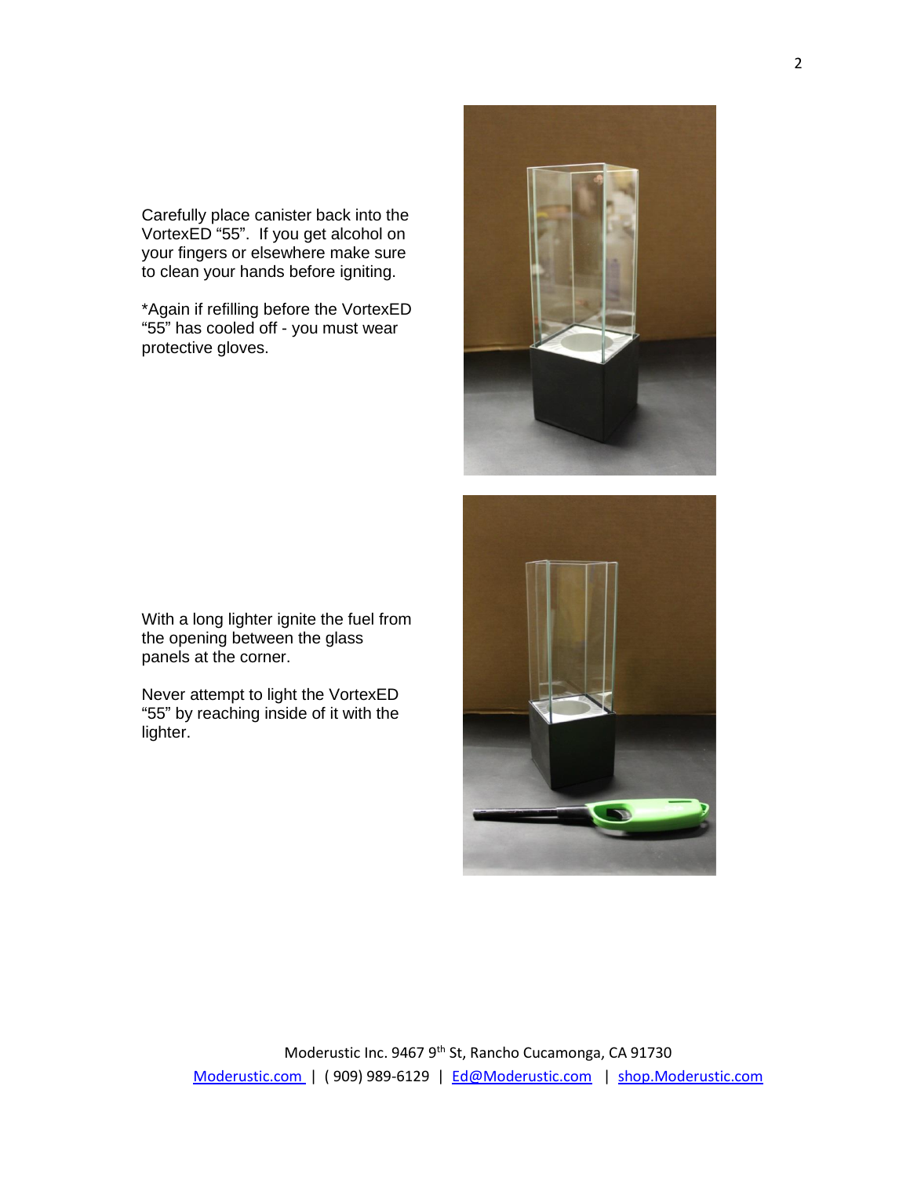Carefully place canister back into the VortexED "55". If you get alcohol on your fingers or elsewhere make sure to clean your hands before igniting.

*Again if refilling before the VortexED "55" has cooled off - you must wear protective gloves.

With a long lighter ignite the fuel from the opening between the glass panels at the corner.

Never attempt to light the VortexED "55" by reaching inside of it with the lighter.

Moderustic Inc. 9467 9th St, Rancho Cucamonga, CA 91730
Moderustic.com | ( 909) 989-6129 | Ed@Moderustic.com | shop.Moderustic.com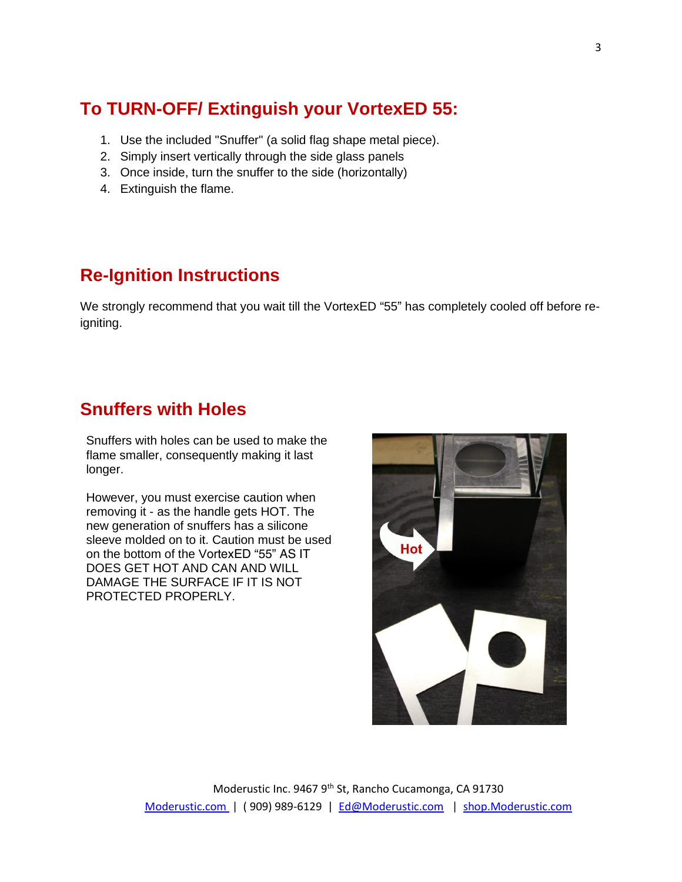## To TURN-OFF/ Extinguish your VortexED 55:

1. Use the included "Snuffer" (a solid flag shape metal piece).
2. Simply insert vertically through the side glass panels
3. Once inside, turn the snuffer to the side (horizontally)
4. Extinguish the flame.

## Re-Ignition Instructions

We strongly recommend that you wait till the VortexED “55” has completely cooled off before re-igniting.

## Snuffers with Holes

Snuffers with holes can be used to make the flame smaller, consequently making it last longer.

However, you must exercise caution when removing it - as the handle gets HOT. The new generation of snuffers has a silicone sleeve molded on to it. Caution must be used on the bottom of the VortexED “55” AS IT DOES GET HOT AND CAN AND WILL DAMAGE THE SURFACE IF IT IS NOT PROTECTED PROPERLY.

Moderustic Inc. 9467 9th St, Rancho Cucamonga, CA 91730
Moderustic.com | ( 909) 989-6129 | Ed@Moderustic.com | shop.Moderustic.com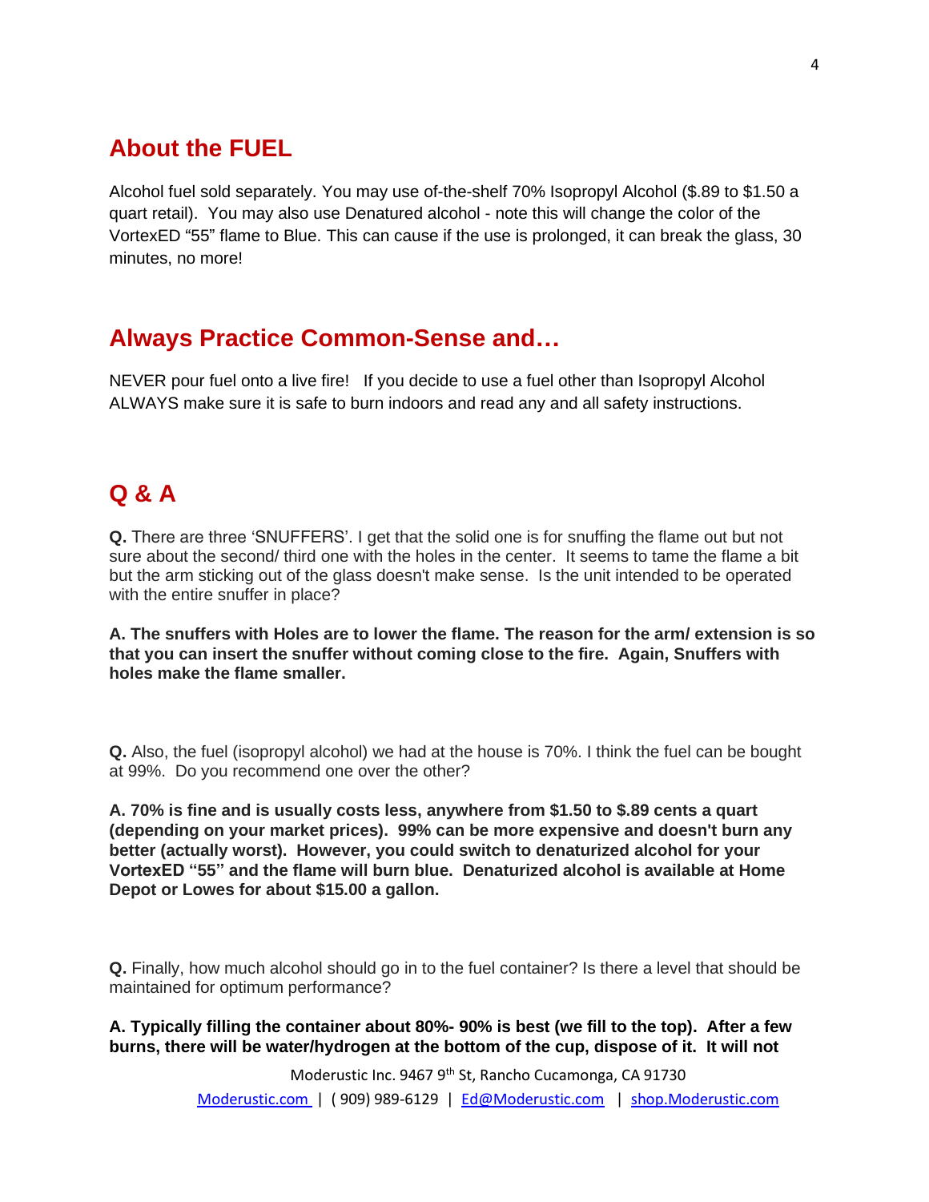## About the FUEL

Alcohol fuel sold separately. You may use of-the-shelf 70% Isopropyl Alcohol ($.89 to $1.50 a quart retail). You may also use Denatured alcohol - note this will change the color of the VortexED "55" flame to Blue. This can cause if the use is prolonged, it can break the glass, 30 minutes, no more!

## Always Practice Common-Sense and…

NEVER pour fuel onto a live fire! If you decide to use a fuel other than Isopropyl Alcohol ALWAYS make sure it is safe to burn indoors and read any and all safety instructions.

## Q & A

**Q.** There are three 'SNUFFERS'. I get that the solid one is for snuffing the flame out but not sure about the second/ third one with the holes in the center. It seems to tame the flame a bit but the arm sticking out of the glass doesn't make sense. Is the unit intended to be operated with the entire snuffer in place?

**A. The snuffers with Holes are to lower the flame. The reason for the arm/ extension is so that you can insert the snuffer without coming close to the fire. Again, Snuffers with holes make the flame smaller.**

**Q.** Also, the fuel (isopropyl alcohol) we had at the house is 70%. I think the fuel can be bought at 99%. Do you recommend one over the other?

**A. 70% is fine and is usually costs less, anywhere from $1.50 to $.89 cents a quart (depending on your market prices). 99% can be more expensive and doesn't burn any better (actually worst). However, you could switch to denaturized alcohol for your VortexED "55" and the flame will burn blue. Denaturized alcohol is available at Home Depot or Lowes for about $15.00 a gallon.**

**Q.** Finally, how much alcohol should go in to the fuel container? Is there a level that should be maintained for optimum performance?

**A. Typically filling the container about 80%- 90% is best (we fill to the top). After a few burns, there will be water/hydrogen at the bottom of the cup, dispose of it. It will not**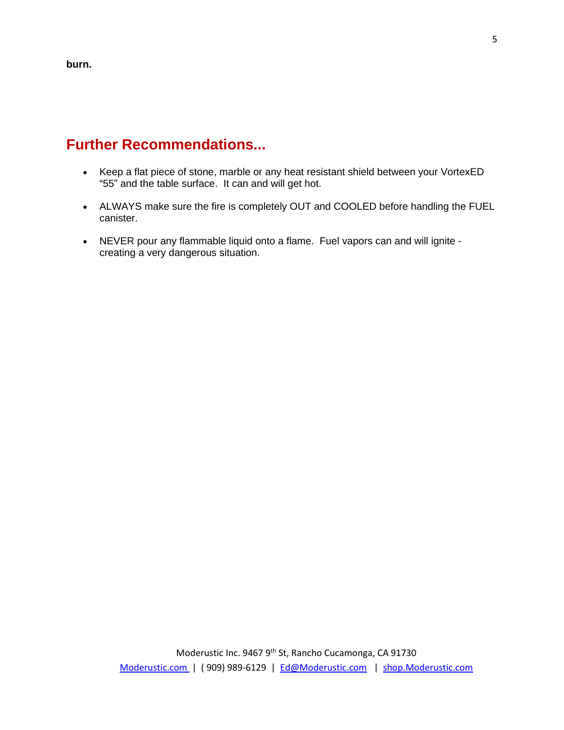**burn.**

## Further Recommendations...

- Keep a flat piece of stone, marble or any heat resistant shield between your VortexED "55" and the table surface. It can and will get hot.
- ALWAYS make sure the fire is completely OUT and COOLED before handling the FUEL canister.
- NEVER pour any flammable liquid onto a flame. Fuel vapors can and will ignite - creating a very dangerous situation.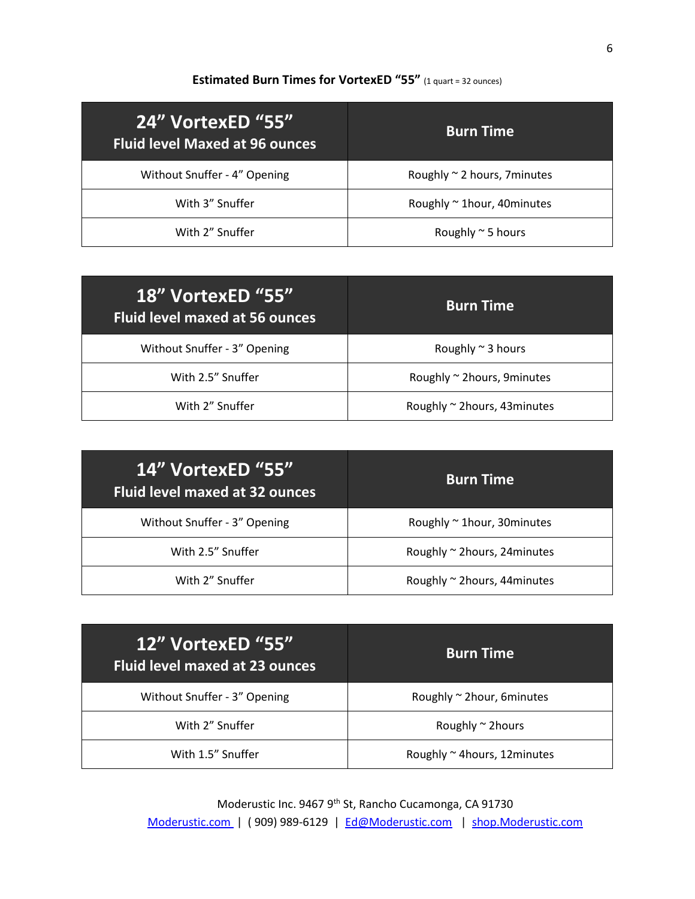**Estimated Burn Times for VortexED "55"** (1 quart = 32 ounces)

| 24" VortexED "55" Fluid level Maxed at 96 ounces | Burn Time |
|---|---|
| Without Snuffer - 4" Opening | Roughly ~ 2 hours, 7minutes |
| With 3" Snuffer | Roughly ~ 1hour, 40minutes |
| With 2" Snuffer | Roughly ~ 5 hours |

| 18" VortexED "55" Fluid level maxed at 56 ounces | Burn Time |
|---|---|
| Without Snuffer - 3" Opening | Roughly ~ 3 hours |
| With 2.5" Snuffer | Roughly ~ 2hours, 9minutes |
| With 2" Snuffer | Roughly ~ 2hours, 43minutes |

| 14" VortexED "55" Fluid level maxed at 32 ounces | Burn Time |
|---|---|
| Without Snuffer - 3" Opening | Roughly ~ 1hour, 30minutes |
| With 2.5" Snuffer | Roughly ~ 2hours, 24minutes |
| With 2" Snuffer | Roughly ~ 2hours, 44minutes |

| 12" VortexED "55" Fluid level maxed at 23 ounces | Burn Time |
|---|---|
| Without Snuffer - 3" Opening | Roughly ~ 2hour, 6minutes |
| With 2" Snuffer | Roughly ~ 2hours |
| With 1.5" Snuffer | Roughly ~ 4hours, 12minutes |

Moderustic Inc. 9467 9th St, Rancho Cucamonga, CA 91730

Moderustic.com | ( 909) 989-6129 | Ed@Moderustic.com | shop.Moderustic.com